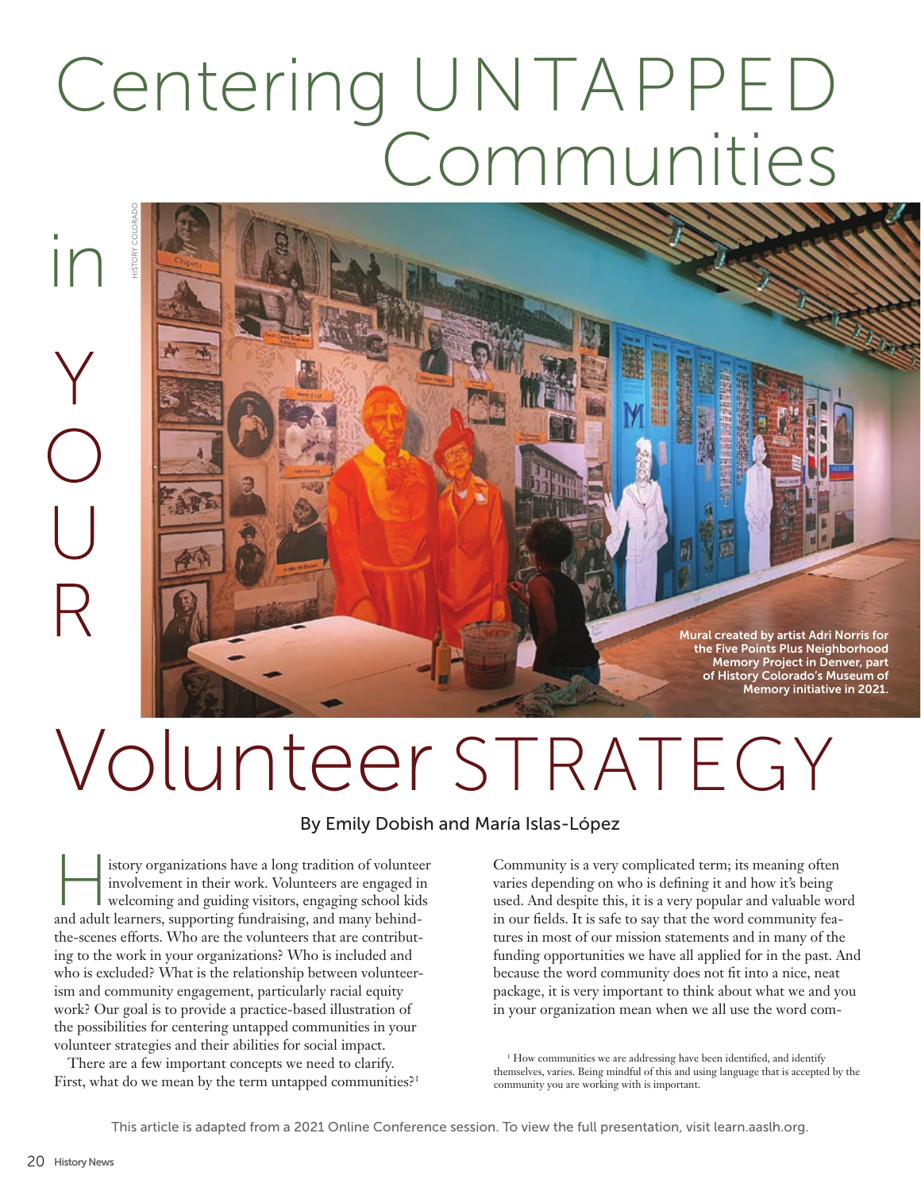# Centering UNTAPPED Communities in YOUR Volunteer STRATEGY

Mural created by artist Adri Norris for the Five Points Plus Neighborhood Memory Project in Denver, part of History Colorado's Museum of Memory initiative in 2021.

By Emily Dobish and María Islas-López

History organizations have a long tradition of volunteer involvement in their work. Volunteers are engaged in welcoming and guiding visitors, engaging school kids and adult learners, supporting fundraising, and many behind-the-scenes efforts. Who are the volunteers that are contributing to the work in your organizations? Who is included and who is excluded? What is the relationship between volunteerism and community engagement, particularly racial equity work? Our goal is to provide a practice-based illustration of the possibilities for centering untapped communities in your volunteer strategies and their abilities for social impact.

There are a few important concepts we need to clarify. First, what do we mean by the term untapped communities?[1]

Community is a very complicated term; its meaning often varies depending on who is defining it and how it's being used. And despite this, it is a very popular and valuable word in our fields. It is safe to say that the word community features in most of our mission statements and in many of the funding opportunities we have all applied for in the past. And because the word community does not fit into a nice, neat package, it is very important to think about what we and you in your organization mean when we all use the word com-

[1] How communities we are addressing have been identified, and identify themselves, varies. Being mindful of this and using language that is accepted by the community you are working with is important.

This article is adapted from a 2021 Online Conference session. To view the full presentation, visit learn.aaslh.org.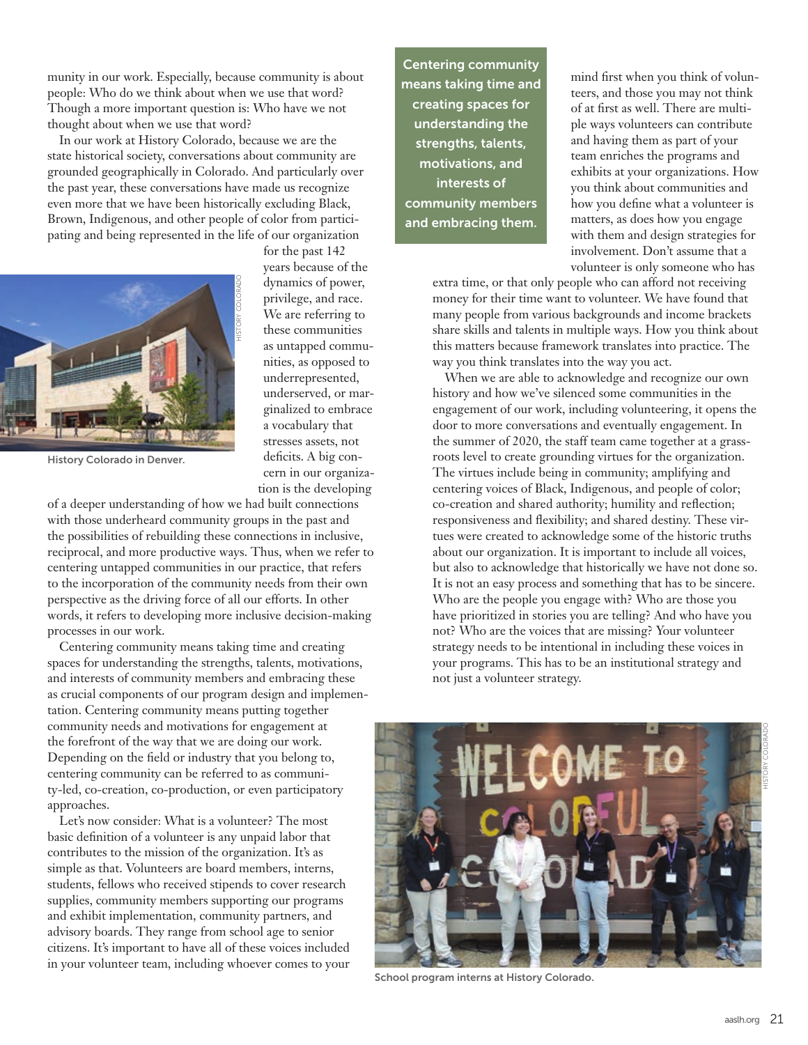munity in our work. Especially, because community is about people: Who do we think about when we use that word? Though a more important question is: Who have we not thought about when we use that word?

In our work at History Colorado, because we are the state historical society, conversations about community are grounded geographically in Colorado. And particularly over the past year, these conversations have made us recognize even more that we have been historically excluding Black, Brown, Indigenous, and other people of color from participating and being represented in the life of our organization for the past 142 years because of the dynamics of power, privilege, and race. We are referring to these communities as untapped communities, as opposed to underrepresented, underserved, or marginalized to embrace a vocabulary that stresses assets, not deficits. A big concern in our organization is the developing of a deeper understanding of how we had built connections with those underheard community groups in the past and the possibilities of rebuilding these connections in inclusive, reciprocal, and more productive ways. Thus, when we refer to centering untapped communities in our practice, that refers to the incorporation of the community needs from their own perspective as the driving force of all our efforts. In other words, it refers to developing more inclusive decision-making processes in our work.

History Colorado in Denver.

Centering community means taking time and creating spaces for understanding the strengths, talents, motivations, and interests of community members and embracing these as crucial components of our program design and implementation. Centering community means putting together community needs and motivations for engagement at the forefront of the way that we are doing our work. Depending on the field or industry that you belong to, centering community can be referred to as community-led, co-creation, co-production, or even participatory approaches.

Let's now consider: What is a volunteer? The most basic definition of a volunteer is any unpaid labor that contributes to the mission of the organization. It's as simple as that. Volunteers are board members, interns, students, fellows who received stipends to cover research supplies, community members supporting our programs and exhibit implementation, community partners, and advisory boards. They range from school age to senior citizens. It's important to have all of these voices included in your volunteer team, including whoever comes to your mind first when you think of volunteers, and those you may not think of at first as well. There are multiple ways volunteers can contribute and having them as part of your team enriches the programs and exhibits at your organizations. How you think about communities and how you define what a volunteer is matters, as does how you engage with them and design strategies for involvement. Don't assume that a volunteer is only someone who has extra time, or that only people who can afford not receiving money for their time want to volunteer. We have found that many people from various backgrounds and income brackets share skills and talents in multiple ways. How you think about this matters because framework translates into practice. The way you think translates into the way you act.

**Centering community means taking time and creating spaces for understanding the strengths, talents, motivations, and interests of community members and embracing them.**

When we are able to acknowledge and recognize our own history and how we've silenced some communities in the engagement of our work, including volunteering, it opens the door to more conversations and eventually engagement. In the summer of 2020, the staff team came together at a grassroots level to create grounding virtues for the organization. The virtues include being in community; amplifying and centering voices of Black, Indigenous, and people of color; co-creation and shared authority; humility and reflection; responsiveness and flexibility; and shared destiny. These virtues were created to acknowledge some of the historic truths about our organization. It is important to include all voices, but also to acknowledge that historically we have not done so. It is not an easy process and something that has to be sincere. Who are the people you engage with? Who are those you have prioritized in stories you are telling? And who have you not? Who are the voices that are missing? Your volunteer strategy needs to be intentional in including these voices in your programs. This has to be an institutional strategy and not just a volunteer strategy.

School program interns at History Colorado.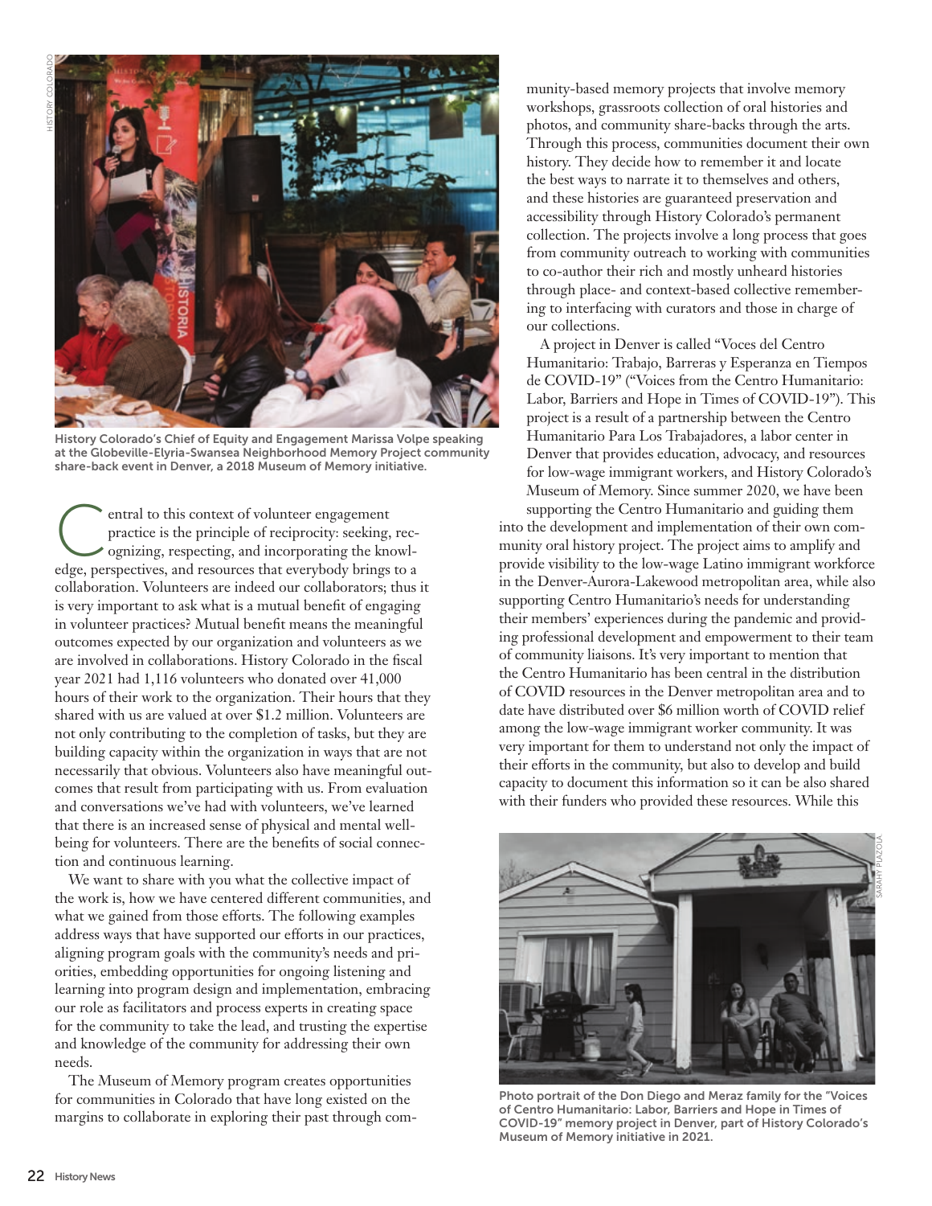History Colorado's Chief of Equity and Engagement Marissa Volpe speaking at the Globeville-Elyria-Swansea Neighborhood Memory Project community share-back event in Denver, a 2018 Museum of Memory initiative.

Central to this context of volunteer engagement practice is the principle of reciprocity: seeking, recognizing, respecting, and incorporating the knowledge, perspectives, and resources that everybody brings to a collaboration. Volunteers are indeed our collaborators; thus it is very important to ask what is a mutual benefit of engaging in volunteer practices? Mutual benefit means the meaningful outcomes expected by our organization and volunteers as we are involved in collaborations. History Colorado in the fiscal year 2021 had 1,116 volunteers who donated over 41,000 hours of their work to the organization. Their hours that they shared with us are valued at over $1.2 million. Volunteers are not only contributing to the completion of tasks, but they are building capacity within the organization in ways that are not necessarily that obvious. Volunteers also have meaningful outcomes that result from participating with us. From evaluation and conversations we've had with volunteers, we've learned that there is an increased sense of physical and mental wellbeing for volunteers. There are the benefits of social connection and continuous learning.

We want to share with you what the collective impact of the work is, how we have centered different communities, and what we gained from those efforts. The following examples address ways that have supported our efforts in our practices, aligning program goals with the community's needs and priorities, embedding opportunities for ongoing listening and learning into program design and implementation, embracing our role as facilitators and process experts in creating space for the community to take the lead, and trusting the expertise and knowledge of the community for addressing their own needs.

The Museum of Memory program creates opportunities for communities in Colorado that have long existed on the margins to collaborate in exploring their past through community-based memory projects that involve memory workshops, grassroots collection of oral histories and photos, and community share-backs through the arts. Through this process, communities document their own history. They decide how to remember it and locate the best ways to narrate it to themselves and others, and these histories are guaranteed preservation and accessibility through History Colorado's permanent collection. The projects involve a long process that goes from community outreach to working with communities to co-author their rich and mostly unheard histories through place- and context-based collective remembering to interfacing with curators and those in charge of our collections.

A project in Denver is called "Voces del Centro Humanitario: Trabajo, Barreras y Esperanza en Tiempos de COVID-19" ("Voices from the Centro Humanitario: Labor, Barriers and Hope in Times of COVID-19"). This project is a result of a partnership between the Centro Humanitario Para Los Trabajadores, a labor center in Denver that provides education, advocacy, and resources for low-wage immigrant workers, and History Colorado's Museum of Memory. Since summer 2020, we have been supporting the Centro Humanitario and guiding them into the development and implementation of their own community oral history project. The project aims to amplify and provide visibility to the low-wage Latino immigrant workforce in the Denver-Aurora-Lakewood metropolitan area, while also supporting Centro Humanitario's needs for understanding their members' experiences during the pandemic and providing professional development and empowerment to their team of community liaisons. It's very important to mention that the Centro Humanitario has been central in the distribution of COVID resources in the Denver metropolitan area and to date have distributed over $6 million worth of COVID relief among the low-wage immigrant worker community. It was very important for them to understand not only the impact of their efforts in the community, but also to develop and build capacity to document this information so it can be also shared with their funders who provided these resources. While this

Photo portrait of the Don Diego and Meraz family for the "Voices of Centro Humanitario: Labor, Barriers and Hope in Times of COVID-19" memory project in Denver, part of History Colorado's Museum of Memory initiative in 2021.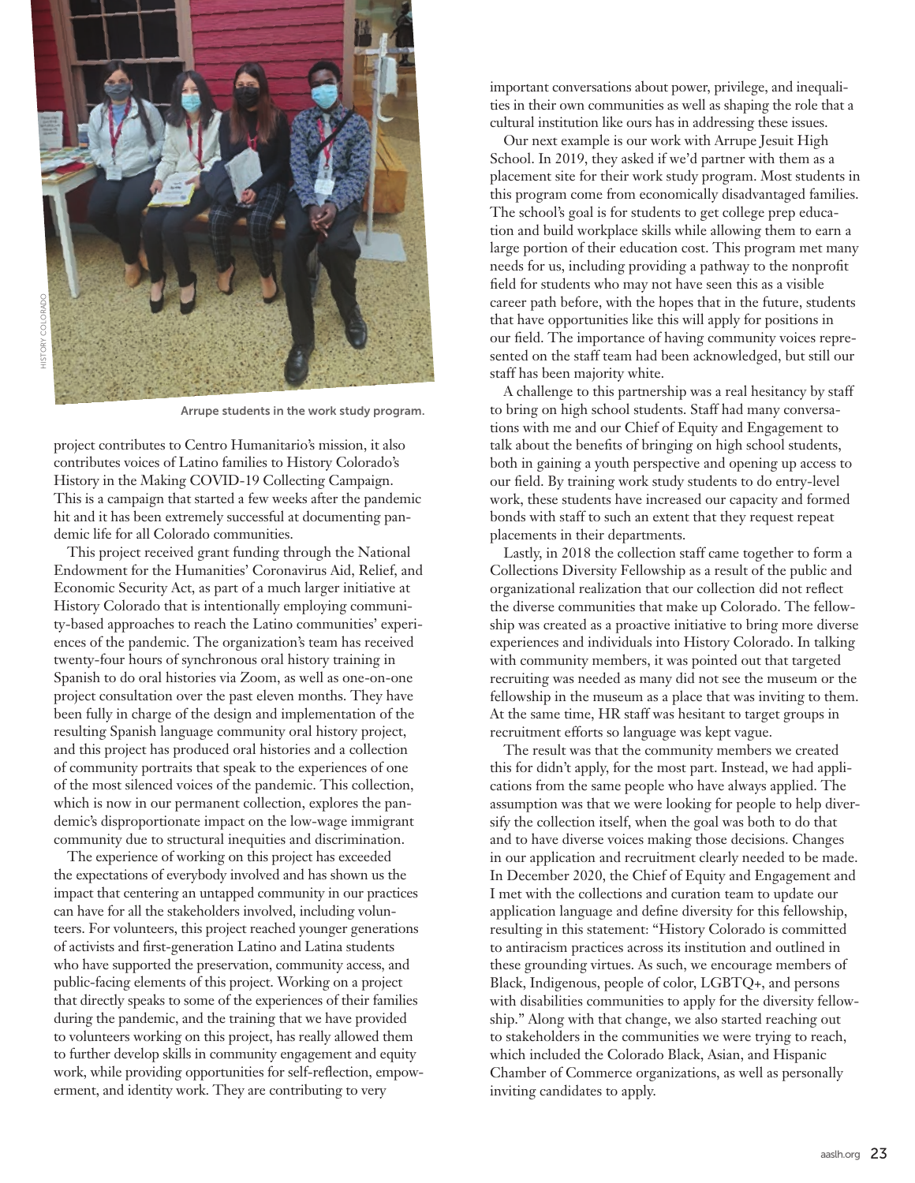Arrupe students in the work study program.

project contributes to Centro Humanitario's mission, it also contributes voices of Latino families to History Colorado's History in the Making COVID-19 Collecting Campaign. This is a campaign that started a few weeks after the pandemic hit and it has been extremely successful at documenting pandemic life for all Colorado communities.

This project received grant funding through the National Endowment for the Humanities' Coronavirus Aid, Relief, and Economic Security Act, as part of a much larger initiative at History Colorado that is intentionally employing community-based approaches to reach the Latino communities' experiences of the pandemic. The organization's team has received twenty-four hours of synchronous oral history training in Spanish to do oral histories via Zoom, as well as one-on-one project consultation over the past eleven months. They have been fully in charge of the design and implementation of the resulting Spanish language community oral history project, and this project has produced oral histories and a collection of community portraits that speak to the experiences of one of the most silenced voices of the pandemic. This collection, which is now in our permanent collection, explores the pandemic's disproportionate impact on the low-wage immigrant community due to structural inequities and discrimination.

The experience of working on this project has exceeded the expectations of everybody involved and has shown us the impact that centering an untapped community in our practices can have for all the stakeholders involved, including volunteers. For volunteers, this project reached younger generations of activists and first-generation Latino and Latina students who have supported the preservation, community access, and public-facing elements of this project. Working on a project that directly speaks to some of the experiences of their families during the pandemic, and the training that we have provided to volunteers working on this project, has really allowed them to further develop skills in community engagement and equity work, while providing opportunities for self-reflection, empowerment, and identity work. They are contributing to very important conversations about power, privilege, and inequalities in their own communities as well as shaping the role that a cultural institution like ours has in addressing these issues.

Our next example is our work with Arrupe Jesuit High School. In 2019, they asked if we'd partner with them as a placement site for their work study program. Most students in this program come from economically disadvantaged families. The school's goal is for students to get college prep education and build workplace skills while allowing them to earn a large portion of their education cost. This program met many needs for us, including providing a pathway to the nonprofit field for students who may not have seen this as a visible career path before, with the hopes that in the future, students that have opportunities like this will apply for positions in our field. The importance of having community voices represented on the staff team had been acknowledged, but still our staff has been majority white.

A challenge to this partnership was a real hesitancy by staff to bring on high school students. Staff had many conversations with me and our Chief of Equity and Engagement to talk about the benefits of bringing on high school students, both in gaining a youth perspective and opening up access to our field. By training work study students to do entry-level work, these students have increased our capacity and formed bonds with staff to such an extent that they request repeat placements in their departments.

Lastly, in 2018 the collection staff came together to form a Collections Diversity Fellowship as a result of the public and organizational realization that our collection did not reflect the diverse communities that make up Colorado. The fellowship was created as a proactive initiative to bring more diverse experiences and individuals into History Colorado. In talking with community members, it was pointed out that targeted recruiting was needed as many did not see the museum or the fellowship in the museum as a place that was inviting to them. At the same time, HR staff was hesitant to target groups in recruitment efforts so language was kept vague.

The result was that the community members we created this for didn't apply, for the most part. Instead, we had applications from the same people who have always applied. The assumption was that we were looking for people to help diversify the collection itself, when the goal was both to do that and to have diverse voices making those decisions. Changes in our application and recruitment clearly needed to be made. In December 2020, the Chief of Equity and Engagement and I met with the collections and curation team to update our application language and define diversity for this fellowship, resulting in this statement: "History Colorado is committed to antiracism practices across its institution and outlined in these grounding virtues. As such, we encourage members of Black, Indigenous, people of color, LGBTQ+, and persons with disabilities communities to apply for the diversity fellowship." Along with that change, we also started reaching out to stakeholders in the communities we were trying to reach, which included the Colorado Black, Asian, and Hispanic Chamber of Commerce organizations, as well as personally inviting candidates to apply.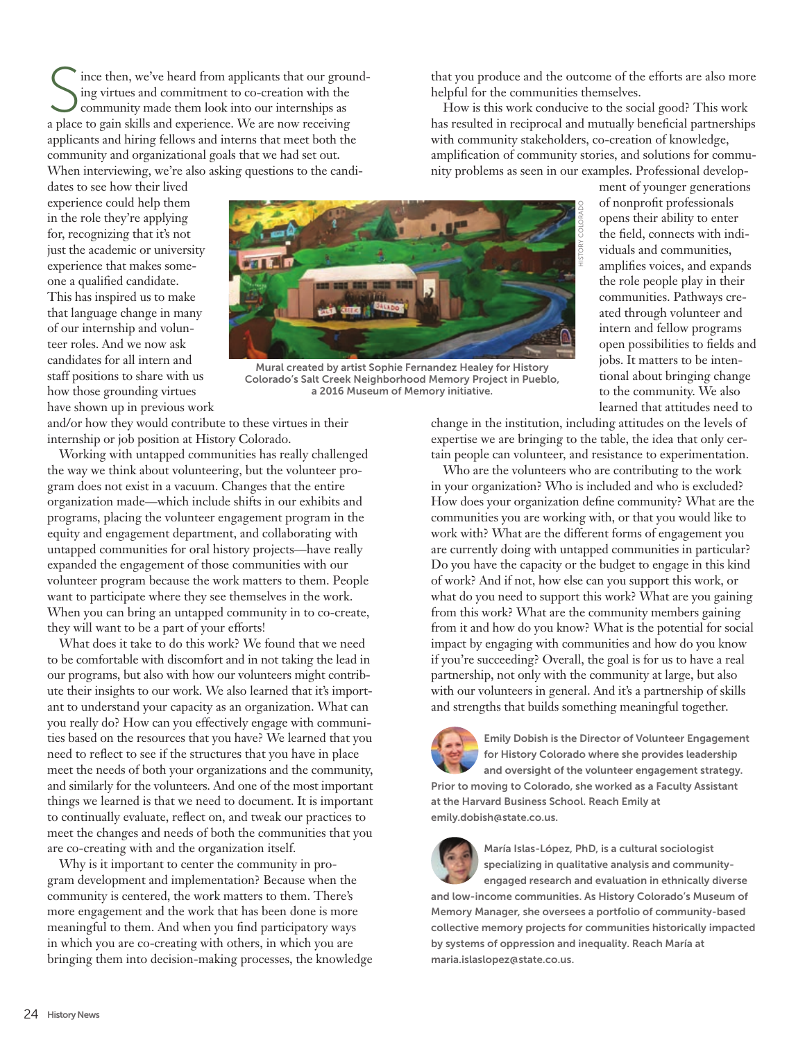Since then, we've heard from applicants that our grounding virtues and commitment to co-creation with the community made them look into our internships as a place to gain skills and experience. We are now receiving applicants and hiring fellows and interns that meet both the community and organizational goals that we had set out. When interviewing, we're also asking questions to the candidates to see how their lived experience could help them in the role they're applying for, recognizing that it's not just the academic or university experience that makes someone a qualified candidate. This has inspired us to make that language change in many of our internship and volunteer roles. And we now ask candidates for all intern and staff positions to share with us how those grounding virtues have shown up in previous work and/or how they would contribute to these virtues in their internship or job position at History Colorado.

Working with untapped communities has really challenged the way we think about volunteering, but the volunteer program does not exist in a vacuum. Changes that the entire organization made—which include shifts in our exhibits and programs, placing the volunteer engagement program in the equity and engagement department, and collaborating with untapped communities for oral history projects—have really expanded the engagement of those communities with our volunteer program because the work matters to them. People want to participate where they see themselves in the work. When you can bring an untapped community in to co-create, they will want to be a part of your efforts!

What does it take to do this work? We found that we need to be comfortable with discomfort and in not taking the lead in our programs, but also with how our volunteers might contribute their insights to our work. We also learned that it's important to understand your capacity as an organization. What can you really do? How can you effectively engage with communities based on the resources that you have? We learned that you need to reflect to see if the structures that you have in place meet the needs of both your organizations and the community, and similarly for the volunteers. And one of the most important things we learned is that we need to document. It is important to continually evaluate, reflect on, and tweak our practices to meet the changes and needs of both the communities that you are co-creating with and the organization itself.

Why is it important to center the community in program development and implementation? Because when the community is centered, the work matters to them. There's more engagement and the work that has been done is more meaningful to them. And when you find participatory ways in which you are co-creating with others, in which you are bringing them into decision-making processes, the knowledge that you produce and the outcome of the efforts are also more helpful for the communities themselves.

How is this work conducive to the social good? This work has resulted in reciprocal and mutually beneficial partnerships with community stakeholders, co-creation of knowledge, amplification of community stories, and solutions for community problems as seen in our examples. Professional development of younger generations of nonprofit professionals opens their ability to enter the field, connects with individuals and communities, amplifies voices, and expands the role people play in their communities. Pathways created through volunteer and intern and fellow programs open possibilities to fields and jobs. It matters to be intentional about bringing change to the community. We also learned that attitudes need to change in the institution, including attitudes on the levels of expertise we are bringing to the table, the idea that only certain people can volunteer, and resistance to experimentation.

Who are the volunteers who are contributing to the work in your organization? Who is included and who is excluded? How does your organization define community? What are the communities you are working with, or that you would like to work with? What are the different forms of engagement you are currently doing with untapped communities in particular? Do you have the capacity or the budget to engage in this kind of work? And if not, how else can you support this work, or what do you need to support this work? What are you gaining from this work? What are the community members gaining from it and how do you know? What is the potential for social impact by engaging with communities and how do you know if you're succeeding? Overall, the goal is for us to have a real partnership, not only with the community at large, but also with our volunteers in general. And it's a partnership of skills and strengths that builds something meaningful together.

HISTORY COLORADO

Mural created by artist Sophie Fernandez Healey for History Colorado's Salt Creek Neighborhood Memory Project in Pueblo, a 2016 Museum of Memory initiative.

Emily Dobish is the Director of Volunteer Engagement for History Colorado where she provides leadership and oversight of the volunteer engagement strategy. Prior to moving to Colorado, she worked as a Faculty Assistant at the Harvard Business School. Reach Emily at emily.dobish@state.co.us.

María Islas-López, PhD, is a cultural sociologist specializing in qualitative analysis and community-engaged research and evaluation in ethnically diverse and low-income communities. As History Colorado's Museum of Memory Manager, she oversees a portfolio of community-based collective memory projects for communities historically impacted by systems of oppression and inequality. Reach María at maria.islaslopez@state.co.us.